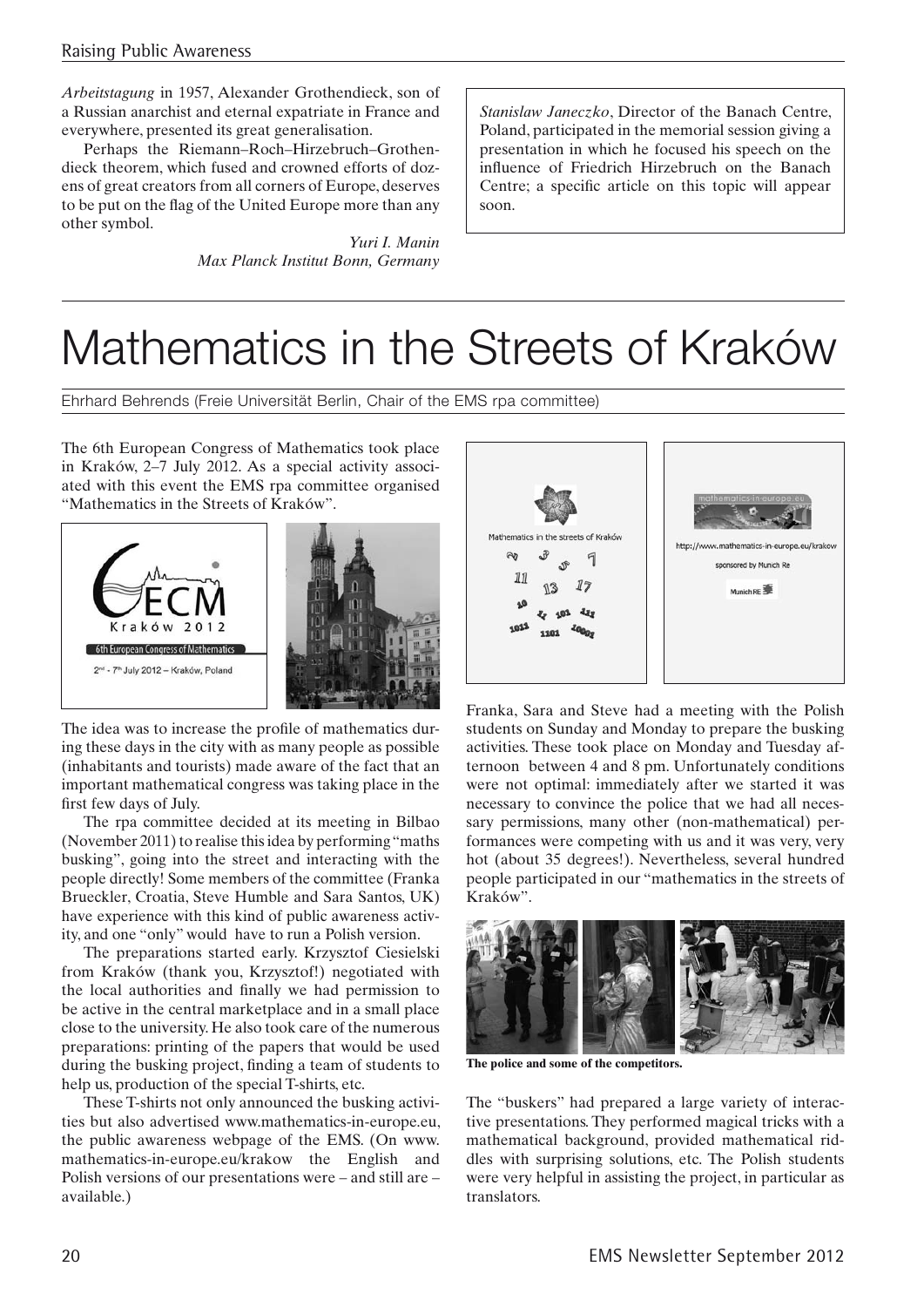*Arbeitstagung* in 1957, Alexander Grothendieck, son of a Russian anarchist and eternal expatriate in France and everywhere, presented its great generalisation.

Perhaps the Riemann–Roch–Hirzebruch–Grothendieck theorem, which fused and crowned efforts of dozens of great creators from all corners of Europe, deserves to be put on the flag of the United Europe more than any other symbol.

*Yuri I. Manin*
*Max Planck Institut Bonn, Germany*

*Stanislaw Janeczko*, Director of the Banach Centre, Poland, participated in the memorial session giving a presentation in which he focused his speech on the influence of Friedrich Hirzebruch on the Banach Centre; a specific article on this topic will appear soon.

# Mathematics in the Streets of Kraków

Ehrhard Behrends (Freie Universität Berlin, Chair of the EMS rpa committee)

The 6th European Congress of Mathematics took place in Kraków, 2–7 July 2012. As a special activity associated with this event the EMS rpa committee organised "Mathematics in the Streets of Kraków".

The idea was to increase the profile of mathematics during these days in the city with as many people as possible (inhabitants and tourists) made aware of the fact that an important mathematical congress was taking place in the first few days of July.

The rpa committee decided at its meeting in Bilbao (November 2011) to realise this idea by performing "maths busking", going into the street and interacting with the people directly! Some members of the committee (Franka Brueckler, Croatia, Steve Humble and Sara Santos, UK) have experience with this kind of public awareness activity, and one "only" would have to run a Polish version.

The preparations started early. Krzysztof Ciesielski from Kraków (thank you, Krzysztof!) negotiated with the local authorities and finally we had permission to be active in the central marketplace and in a small place close to the university. He also took care of the numerous preparations: printing of the papers that would be used during the busking project, finding a team of students to help us, production of the special T-shirts, etc.

These T-shirts not only announced the busking activities but also advertised www.mathematics-in-europe.eu, the public awareness webpage of the EMS. (On www.mathematics-in-europe.eu/krakow the English and Polish versions of our presentations were – and still are – available.)

Franka, Sara and Steve had a meeting with the Polish students on Sunday and Monday to prepare the busking activities. These took place on Monday and Tuesday afternoon between 4 and 8 pm. Unfortunately conditions were not optimal: immediately after we started it was necessary to convince the police that we had all necessary permissions, many other (non-mathematical) performances were competing with us and it was very, very hot (about 35 degrees!). Nevertheless, several hundred people participated in our "mathematics in the streets of Kraków".

**The police and some of the competitors.**

The "buskers" had prepared a large variety of interactive presentations. They performed magical tricks with a mathematical background, provided mathematical riddles with surprising solutions, etc. The Polish students were very helpful in assisting the project, in particular as translators.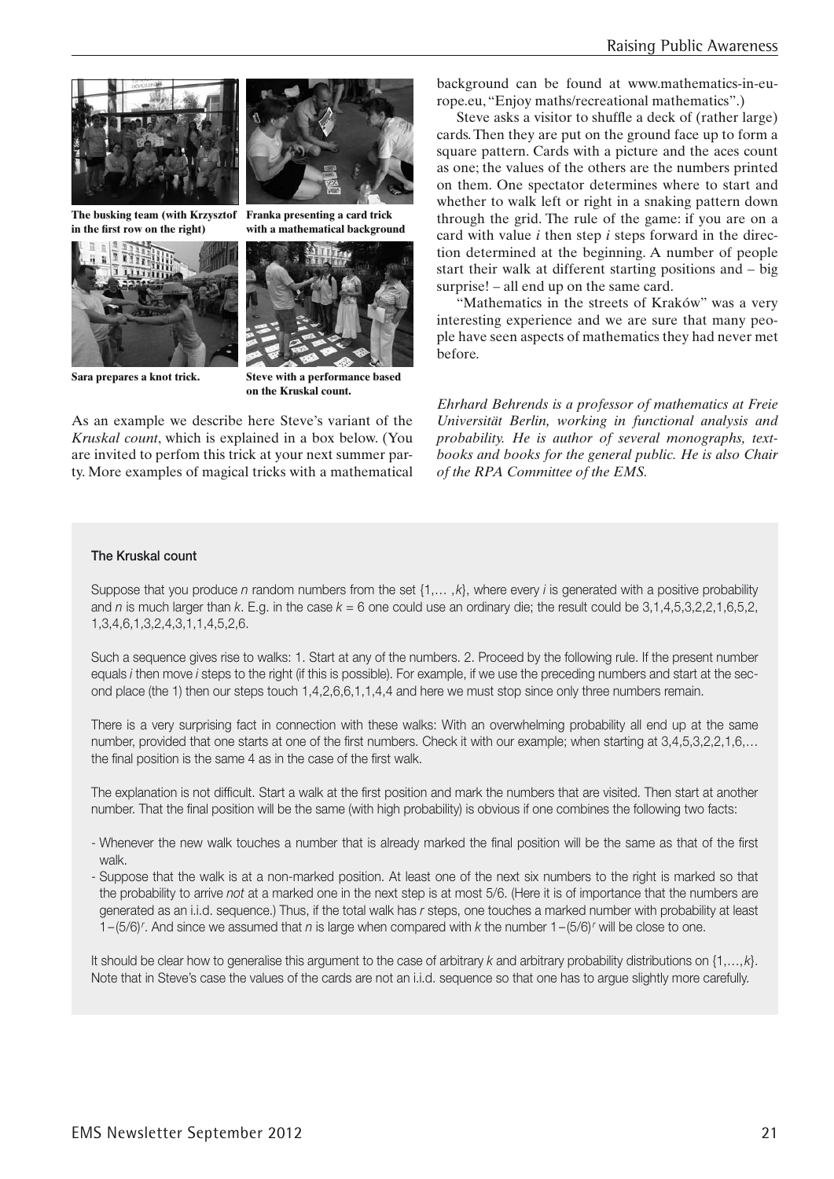The busking team (with Krzysztof in the first row on the right)

Franka presenting a card trick with a mathematical background

Sara prepares a knot trick.

Steve with a performance based on the Kruskal count.

As an example we describe here Steve's variant of the *Kruskal count*, which is explained in a box below. (You are invited to perfom this trick at your next summer party. More examples of magical tricks with a mathematical background can be found at www.mathematics-in-europe.eu, "Enjoy maths/recreational mathematics".)

Steve asks a visitor to shuffle a deck of (rather large) cards. Then they are put on the ground face up to form a square pattern. Cards with a picture and the aces count as one; the values of the others are the numbers printed on them. One spectator determines where to start and whether to walk left or right in a snaking pattern down through the grid. The rule of the game: if you are on a card with value $i$ then step $i$ steps forward in the direction determined at the beginning. A number of people start their walk at different starting positions and – big surprise! – all end up on the same card.

"Mathematics in the streets of Kraków" was a very interesting experience and we are sure that many people have seen aspects of mathematics they had never met before.

*Ehrhard Behrends is a professor of mathematics at Freie Universität Berlin, working in functional analysis and probability. He is author of several monographs, textbooks and books for the general public. He is also Chair of the RPA Committee of the EMS.*

### The Kruskal count

Suppose that you produce $n$ random numbers from the set $\{1,\dots,k\}$, where every $i$ is generated with a positive probability and $n$ is much larger than $k$. E.g. in the case $k = 6$ one could use an ordinary die; the result could be 3,1,4,5,3,2,2,1,6,5,2, 1,3,4,6,1,3,2,4,3,1,1,4,5,2,6.

Such a sequence gives rise to walks: 1. Start at any of the numbers. 2. Proceed by the following rule. If the present number equals $i$ then move $i$ steps to the right (if this is possible). For example, if we use the preceding numbers and start at the second place (the 1) then our steps touch 1,4,2,6,6,1,1,4,4 and here we must stop since only three numbers remain.

There is a very surprising fact in connection with these walks: With an overwhelming probability all end up at the same number, provided that one starts at one of the first numbers. Check it with our example; when starting at 3,4,5,3,2,2,1,6,… the final position is the same 4 as in the case of the first walk.

The explanation is not difficult. Start a walk at the first position and mark the numbers that are visited. Then start at another number. That the final position will be the same (with high probability) is obvious if one combines the following two facts:

- Whenever the new walk touches a number that is already marked the final position will be the same as that of the first walk.
- Suppose that the walk is at a non-marked position. At least one of the next six numbers to the right is marked so that the probability to arrive *not* at a marked one in the next step is at most 5/6. (Here it is of importance that the numbers are generated as an i.i.d. sequence.) Thus, if the total walk has $r$ steps, one touches a marked number with probability at least $1-(5/6)^r$. And since we assumed that $n$ is large when compared with $k$ the number $1-(5/6)^r$ will be close to one.

It should be clear how to generalise this argument to the case of arbitrary $k$ and arbitrary probability distributions on $\{1,\dots,k\}$. Note that in Steve's case the values of the cards are not an i.i.d. sequence so that one has to argue slightly more carefully.